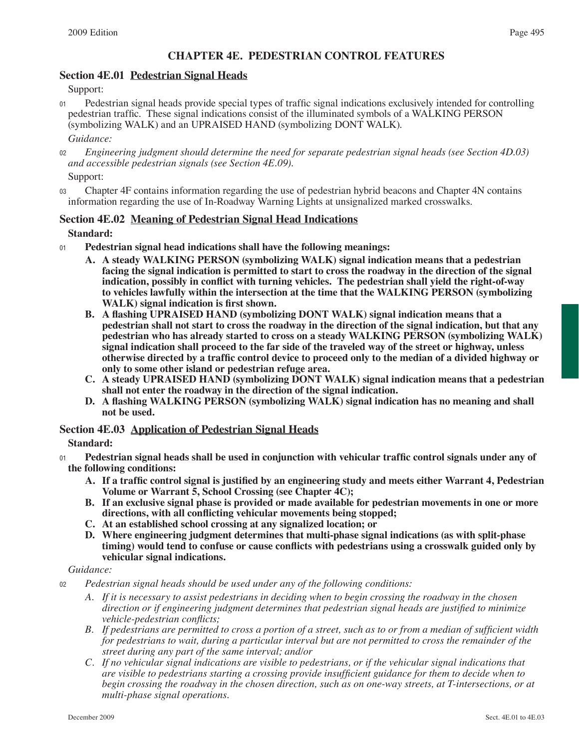# CHAPTER 4E. PEDESTRIAN CONTROL FEATURES

## Section 4E.01 Pedestrian Signal Heads

Support:

01 Pedestrian signal heads provide special types of traffic signal indications exclusively intended for controlling pedestrian traffic. These signal indications consist of the illuminated symbols of a WALKING PERSON (symbolizing WALK) and an UPRAISED HAND (symbolizing DONT WALK).

*Guidance:*

02 *Engineering judgment should determine the need for separate pedestrian signal heads (see Section 4D.03) and accessible pedestrian signals (see Section 4E.09).*

Support:

03 Chapter 4F contains information regarding the use of pedestrian hybrid beacons and Chapter 4N contains information regarding the use of In-Roadway Warning Lights at unsignalized marked crosswalks.

## Section 4E.02 Meaning of Pedestrian Signal Head Indications

**Standard:**

01 **Pedestrian signal head indications shall have the following meanings:**

- **A. A steady WALKING PERSON (symbolizing WALK) signal indication means that a pedestrian facing the signal indication is permitted to start to cross the roadway in the direction of the signal indication, possibly in conflict with turning vehicles. The pedestrian shall yield the right-of-way to vehicles lawfully within the intersection at the time that the WALKING PERSON (symbolizing WALK) signal indication is first shown.**
- **B. A flashing UPRAISED HAND (symbolizing DONT WALK) signal indication means that a pedestrian shall not start to cross the roadway in the direction of the signal indication, but that any pedestrian who has already started to cross on a steady WALKING PERSON (symbolizing WALK) signal indication shall proceed to the far side of the traveled way of the street or highway, unless otherwise directed by a traffic control device to proceed only to the median of a divided highway or only to some other island or pedestrian refuge area.**
- **C. A steady UPRAISED HAND (symbolizing DONT WALK) signal indication means that a pedestrian shall not enter the roadway in the direction of the signal indication.**
- **D. A flashing WALKING PERSON (symbolizing WALK) signal indication has no meaning and shall not be used.**

## Section 4E.03 Application of Pedestrian Signal Heads

**Standard:**

01 **Pedestrian signal heads shall be used in conjunction with vehicular traffic control signals under any of the following conditions:**

- **A. If a traffic control signal is justified by an engineering study and meets either Warrant 4, Pedestrian Volume or Warrant 5, School Crossing (see Chapter 4C);**
- **B. If an exclusive signal phase is provided or made available for pedestrian movements in one or more directions, with all conflicting vehicular movements being stopped;**
- **C. At an established school crossing at any signalized location; or**
- **D. Where engineering judgment determines that multi-phase signal indications (as with split-phase timing) would tend to confuse or cause conflicts with pedestrians using a crosswalk guided only by vehicular signal indications.**

*Guidance:*

02 *Pedestrian signal heads should be used under any of the following conditions:*

- *A. If it is necessary to assist pedestrians in deciding when to begin crossing the roadway in the chosen direction or if engineering judgment determines that pedestrian signal heads are justified to minimize vehicle-pedestrian conflicts;*
- *B. If pedestrians are permitted to cross a portion of a street, such as to or from a median of sufficient width for pedestrians to wait, during a particular interval but are not permitted to cross the remainder of the street during any part of the same interval; and/or*
- *C. If no vehicular signal indications are visible to pedestrians, or if the vehicular signal indications that are visible to pedestrians starting a crossing provide insufficient guidance for them to decide when to begin crossing the roadway in the chosen direction, such as on one-way streets, at T-intersections, or at multi-phase signal operations.*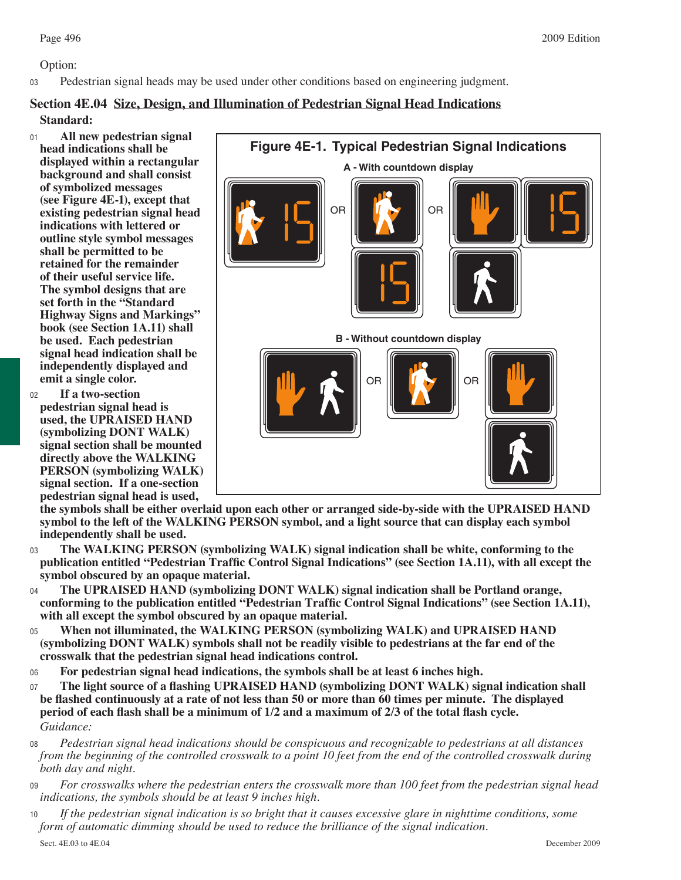Option:

03 Pedestrian signal heads may be used under other conditions based on engineering judgment.

## Section 4E.04 Size, Design, and Illumination of Pedestrian Signal Head Indications

**Standard:**

01 **All new pedestrian signal head indications shall be displayed within a rectangular background and shall consist of symbolized messages (see Figure 4E-1), except that existing pedestrian signal head indications with lettered or outline style symbol messages shall be permitted to be retained for the remainder of their useful service life. The symbol designs that are set forth in the "Standard Highway Signs and Markings" book (see Section 1A.11) shall be used. Each pedestrian signal head indication shall be independently displayed and emit a single color.**

Figure 4E-1. Typical Pedestrian Signal Indications

A - With countdown display

B - Without countdown display

02 **If a two-section pedestrian signal head is used, the UPRAISED HAND (symbolizing DONT WALK) signal section shall be mounted directly above the WALKING PERSON (symbolizing WALK) signal section. If a one-section pedestrian signal head is used, the symbols shall be either overlaid upon each other or arranged side-by-side with the UPRAISED HAND symbol to the left of the WALKING PERSON symbol, and a light source that can display each symbol independently shall be used.**

03 **The WALKING PERSON (symbolizing WALK) signal indication shall be white, conforming to the publication entitled "Pedestrian Traffic Control Signal Indications" (see Section 1A.11), with all except the symbol obscured by an opaque material.**

04 **The UPRAISED HAND (symbolizing DONT WALK) signal indication shall be Portland orange, conforming to the publication entitled "Pedestrian Traffic Control Signal Indications" (see Section 1A.11), with all except the symbol obscured by an opaque material.**

05 **When not illuminated, the WALKING PERSON (symbolizing WALK) and UPRAISED HAND (symbolizing DONT WALK) symbols shall not be readily visible to pedestrians at the far end of the crosswalk that the pedestrian signal head indications control.**

06 **For pedestrian signal head indications, the symbols shall be at least 6 inches high.**

07 **The light source of a flashing UPRAISED HAND (symbolizing DONT WALK) signal indication shall be flashed continuously at a rate of not less than 50 or more than 60 times per minute. The displayed period of each flash shall be a minimum of 1/2 and a maximum of 2/3 of the total flash cycle.**

*Guidance:*

08 *Pedestrian signal head indications should be conspicuous and recognizable to pedestrians at all distances from the beginning of the controlled crosswalk to a point 10 feet from the end of the controlled crosswalk during both day and night.*

09 *For crosswalks where the pedestrian enters the crosswalk more than 100 feet from the pedestrian signal head indications, the symbols should be at least 9 inches high.*

10 *If the pedestrian signal indication is so bright that it causes excessive glare in nighttime conditions, some form of automatic dimming should be used to reduce the brilliance of the signal indication.*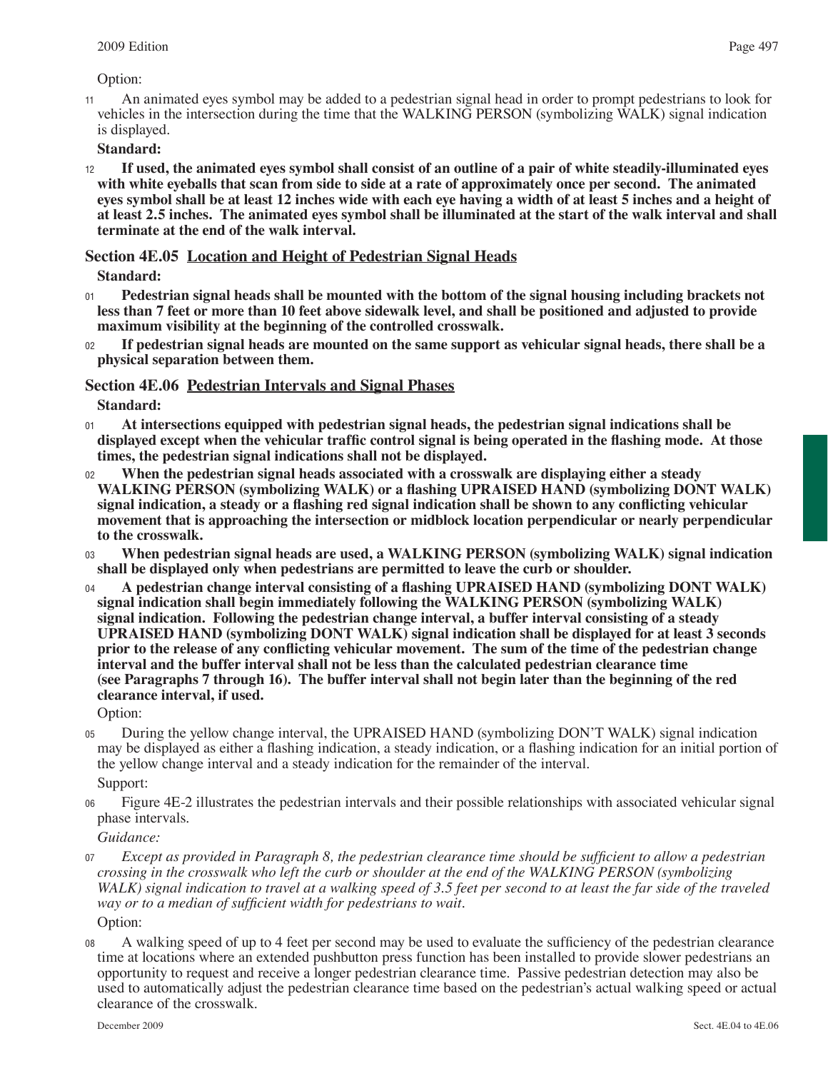Option:

11 An animated eyes symbol may be added to a pedestrian signal head in order to prompt pedestrians to look for vehicles in the intersection during the time that the WALKING PERSON (symbolizing WALK) signal indication is displayed.

**Standard:**

12 **If used, the animated eyes symbol shall consist of an outline of a pair of white steadily-illuminated eyes with white eyeballs that scan from side to side at a rate of approximately once per second. The animated eyes symbol shall be at least 12 inches wide with each eye having a width of at least 5 inches and a height of at least 2.5 inches. The animated eyes symbol shall be illuminated at the start of the walk interval and shall terminate at the end of the walk interval.**

## Section 4E.05 Location and Height of Pedestrian Signal Heads

**Standard:**

01 **Pedestrian signal heads shall be mounted with the bottom of the signal housing including brackets not less than 7 feet or more than 10 feet above sidewalk level, and shall be positioned and adjusted to provide maximum visibility at the beginning of the controlled crosswalk.**

02 **If pedestrian signal heads are mounted on the same support as vehicular signal heads, there shall be a physical separation between them.**

## Section 4E.06 Pedestrian Intervals and Signal Phases

**Standard:**

01 **At intersections equipped with pedestrian signal heads, the pedestrian signal indications shall be displayed except when the vehicular traffic control signal is being operated in the flashing mode. At those times, the pedestrian signal indications shall not be displayed.**

02 **When the pedestrian signal heads associated with a crosswalk are displaying either a steady WALKING PERSON (symbolizing WALK) or a flashing UPRAISED HAND (symbolizing DONT WALK) signal indication, a steady or a flashing red signal indication shall be shown to any conflicting vehicular movement that is approaching the intersection or midblock location perpendicular or nearly perpendicular to the crosswalk.**

03 **When pedestrian signal heads are used, a WALKING PERSON (symbolizing WALK) signal indication shall be displayed only when pedestrians are permitted to leave the curb or shoulder.**

04 **A pedestrian change interval consisting of a flashing UPRAISED HAND (symbolizing DONT WALK) signal indication shall begin immediately following the WALKING PERSON (symbolizing WALK) signal indication. Following the pedestrian change interval, a buffer interval consisting of a steady UPRAISED HAND (symbolizing DONT WALK) signal indication shall be displayed for at least 3 seconds prior to the release of any conflicting vehicular movement. The sum of the time of the pedestrian change interval and the buffer interval shall not be less than the calculated pedestrian clearance time (see Paragraphs 7 through 16). The buffer interval shall not begin later than the beginning of the red clearance interval, if used.**

Option:

05 During the yellow change interval, the UPRAISED HAND (symbolizing DON'T WALK) signal indication may be displayed as either a flashing indication, a steady indication, or a flashing indication for an initial portion of the yellow change interval and a steady indication for the remainder of the interval.

Support:

06 Figure 4E-2 illustrates the pedestrian intervals and their possible relationships with associated vehicular signal phase intervals.

*Guidance:*

07 *Except as provided in Paragraph 8, the pedestrian clearance time should be sufficient to allow a pedestrian crossing in the crosswalk who left the curb or shoulder at the end of the WALKING PERSON (symbolizing WALK) signal indication to travel at a walking speed of 3.5 feet per second to at least the far side of the traveled way or to a median of sufficient width for pedestrians to wait.*

Option:

08 A walking speed of up to 4 feet per second may be used to evaluate the sufficiency of the pedestrian clearance time at locations where an extended pushbutton press function has been installed to provide slower pedestrians an opportunity to request and receive a longer pedestrian clearance time. Passive pedestrian detection may also be used to automatically adjust the pedestrian clearance time based on the pedestrian's actual walking speed or actual clearance of the crosswalk.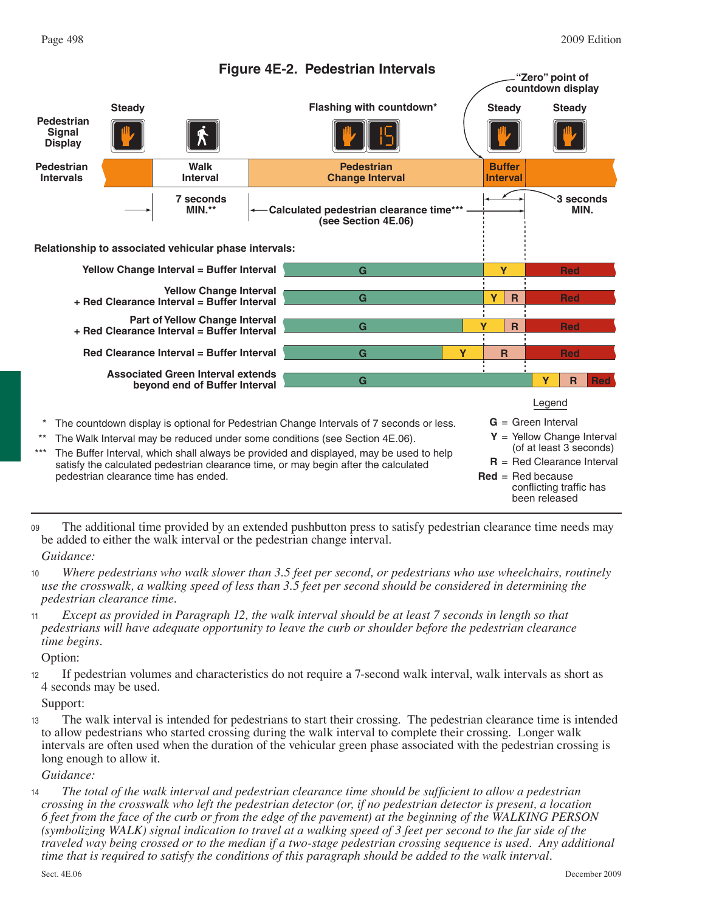**Figure 4E-2. Pedestrian Intervals**

Pedestrian Signal Display: Steady | Flashing with countdown* | Steady | Steady

"Zero" point of countdown display

Pedestrian Intervals: Walk Interval | Pedestrian Change Interval | Buffer Interval

7 seconds MIN.** | Calculated pedestrian clearance time*** (see Section 4E.06) | 3 seconds MIN.

Relationship to associated vehicular phase intervals:

- Yellow Change Interval = Buffer Interval
- Yellow Change Interval + Red Clearance Interval = Buffer Interval
- Part of Yellow Change Interval + Red Clearance Interval = Buffer Interval
- Red Clearance Interval = Buffer Interval
- Associated Green Interval extends beyond end of Buffer Interval

\* The countdown display is optional for Pedestrian Change Intervals of 7 seconds or less.

\*\* The Walk Interval may be reduced under some conditions (see Section 4E.06).

\*\*\* The Buffer Interval, which shall always be provided and displayed, may be used to help satisfy the calculated pedestrian clearance time, or may begin after the calculated pedestrian clearance time has ended.

Legend

- **G** = Green Interval
- **Y** = Yellow Change Interval (of at least 3 seconds)
- **R** = Red Clearance Interval
- **Red** = Red because conflicting traffic has been released

09 The additional time provided by an extended pushbutton press to satisfy pedestrian clearance time needs may be added to either the walk interval or the pedestrian change interval.

*Guidance:*

10 *Where pedestrians who walk slower than 3.5 feet per second, or pedestrians who use wheelchairs, routinely use the crosswalk, a walking speed of less than 3.5 feet per second should be considered in determining the pedestrian clearance time.*

11 *Except as provided in Paragraph 12, the walk interval should be at least 7 seconds in length so that pedestrians will have adequate opportunity to leave the curb or shoulder before the pedestrian clearance time begins.*

Option:

12 If pedestrian volumes and characteristics do not require a 7-second walk interval, walk intervals as short as 4 seconds may be used.

Support:

13 The walk interval is intended for pedestrians to start their crossing. The pedestrian clearance time is intended to allow pedestrians who started crossing during the walk interval to complete their crossing. Longer walk intervals are often used when the duration of the vehicular green phase associated with the pedestrian crossing is long enough to allow it.

*Guidance:*

14 *The total of the walk interval and pedestrian clearance time should be sufficient to allow a pedestrian crossing in the crosswalk who left the pedestrian detector (or, if no pedestrian detector is present, a location 6 feet from the face of the curb or from the edge of the pavement) at the beginning of the WALKING PERSON (symbolizing WALK) signal indication to travel at a walking speed of 3 feet per second to the far side of the traveled way being crossed or to the median if a two-stage pedestrian crossing sequence is used. Any additional time that is required to satisfy the conditions of this paragraph should be added to the walk interval.*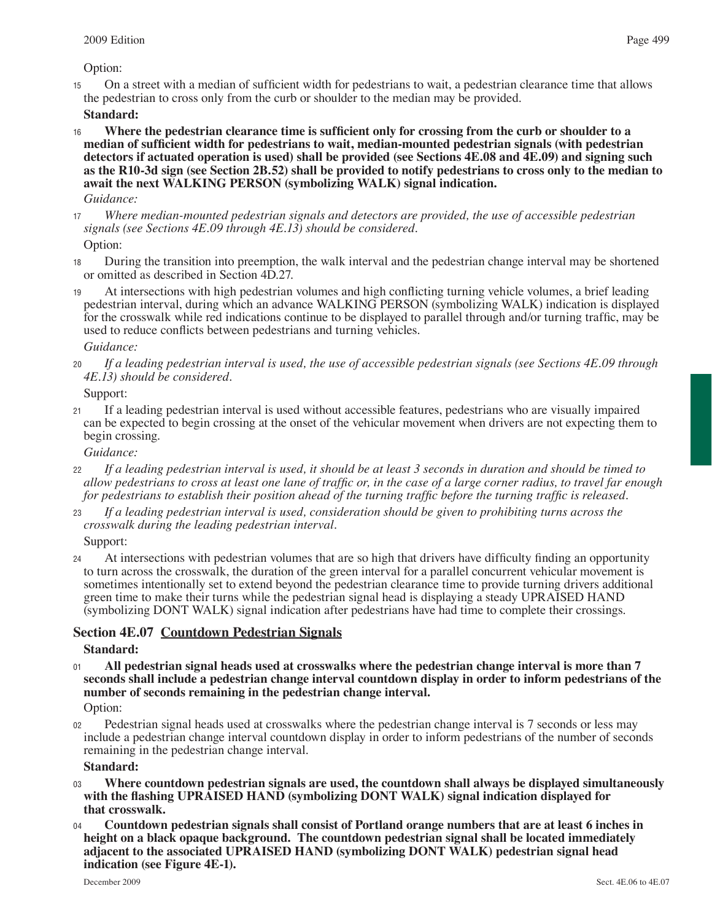Option:

15 On a street with a median of sufficient width for pedestrians to wait, a pedestrian clearance time that allows the pedestrian to cross only from the curb or shoulder to the median may be provided.

**Standard:**

16 **Where the pedestrian clearance time is sufficient only for crossing from the curb or shoulder to a median of sufficient width for pedestrians to wait, median-mounted pedestrian signals (with pedestrian detectors if actuated operation is used) shall be provided (see Sections 4E.08 and 4E.09) and signing such as the R10-3d sign (see Section 2B.52) shall be provided to notify pedestrians to cross only to the median to await the next WALKING PERSON (symbolizing WALK) signal indication.**

*Guidance:*

17 *Where median-mounted pedestrian signals and detectors are provided, the use of accessible pedestrian signals (see Sections 4E.09 through 4E.13) should be considered.*

Option:

18 During the transition into preemption, the walk interval and the pedestrian change interval may be shortened or omitted as described in Section 4D.27.

19 At intersections with high pedestrian volumes and high conflicting turning vehicle volumes, a brief leading pedestrian interval, during which an advance WALKING PERSON (symbolizing WALK) indication is displayed for the crosswalk while red indications continue to be displayed to parallel through and/or turning traffic, may be used to reduce conflicts between pedestrians and turning vehicles.

*Guidance:*

20 *If a leading pedestrian interval is used, the use of accessible pedestrian signals (see Sections 4E.09 through 4E.13) should be considered.*

Support:

21 If a leading pedestrian interval is used without accessible features, pedestrians who are visually impaired can be expected to begin crossing at the onset of the vehicular movement when drivers are not expecting them to begin crossing.

*Guidance:*

22 *If a leading pedestrian interval is used, it should be at least 3 seconds in duration and should be timed to allow pedestrians to cross at least one lane of traffic or, in the case of a large corner radius, to travel far enough for pedestrians to establish their position ahead of the turning traffic before the turning traffic is released.*

23 *If a leading pedestrian interval is used, consideration should be given to prohibiting turns across the crosswalk during the leading pedestrian interval.*

Support:

24 At intersections with pedestrian volumes that are so high that drivers have difficulty finding an opportunity to turn across the crosswalk, the duration of the green interval for a parallel concurrent vehicular movement is sometimes intentionally set to extend beyond the pedestrian clearance time to provide turning drivers additional green time to make their turns while the pedestrian signal head is displaying a steady UPRAISED HAND (symbolizing DONT WALK) signal indication after pedestrians have had time to complete their crossings.

## Section 4E.07 Countdown Pedestrian Signals

**Standard:**

01 **All pedestrian signal heads used at crosswalks where the pedestrian change interval is more than 7 seconds shall include a pedestrian change interval countdown display in order to inform pedestrians of the number of seconds remaining in the pedestrian change interval.**

Option:

02 Pedestrian signal heads used at crosswalks where the pedestrian change interval is 7 seconds or less may include a pedestrian change interval countdown display in order to inform pedestrians of the number of seconds remaining in the pedestrian change interval.

**Standard:**

03 **Where countdown pedestrian signals are used, the countdown shall always be displayed simultaneously with the flashing UPRAISED HAND (symbolizing DONT WALK) signal indication displayed for that crosswalk.**

04 **Countdown pedestrian signals shall consist of Portland orange numbers that are at least 6 inches in height on a black opaque background. The countdown pedestrian signal shall be located immediately adjacent to the associated UPRAISED HAND (symbolizing DONT WALK) pedestrian signal head indication (see Figure 4E-1).**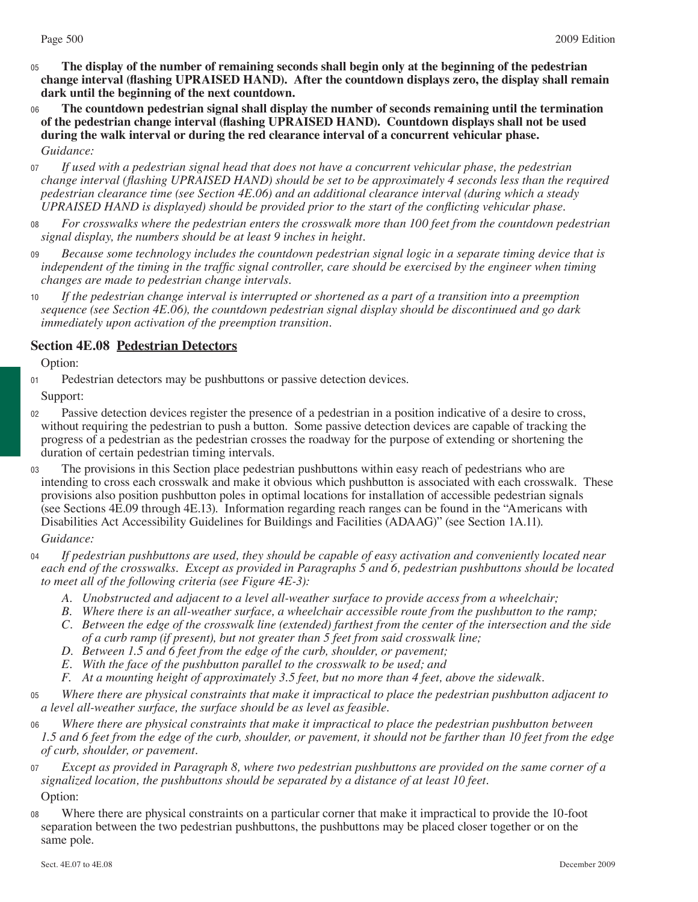05 **The display of the number of remaining seconds shall begin only at the beginning of the pedestrian change interval (flashing UPRAISED HAND). After the countdown displays zero, the display shall remain dark until the beginning of the next countdown.**

06 **The countdown pedestrian signal shall display the number of seconds remaining until the termination of the pedestrian change interval (flashing UPRAISED HAND). Countdown displays shall not be used during the walk interval or during the red clearance interval of a concurrent vehicular phase.**

*Guidance:*

07 *If used with a pedestrian signal head that does not have a concurrent vehicular phase, the pedestrian change interval (flashing UPRAISED HAND) should be set to be approximately 4 seconds less than the required pedestrian clearance time (see Section 4E.06) and an additional clearance interval (during which a steady UPRAISED HAND is displayed) should be provided prior to the start of the conflicting vehicular phase.*

08 *For crosswalks where the pedestrian enters the crosswalk more than 100 feet from the countdown pedestrian signal display, the numbers should be at least 9 inches in height.*

09 *Because some technology includes the countdown pedestrian signal logic in a separate timing device that is independent of the timing in the traffic signal controller, care should be exercised by the engineer when timing changes are made to pedestrian change intervals.*

10 *If the pedestrian change interval is interrupted or shortened as a part of a transition into a preemption sequence (see Section 4E.06), the countdown pedestrian signal display should be discontinued and go dark immediately upon activation of the preemption transition.*

## Section 4E.08 Pedestrian Detectors

Option:

01 Pedestrian detectors may be pushbuttons or passive detection devices.

Support:

02 Passive detection devices register the presence of a pedestrian in a position indicative of a desire to cross, without requiring the pedestrian to push a button. Some passive detection devices are capable of tracking the progress of a pedestrian as the pedestrian crosses the roadway for the purpose of extending or shortening the duration of certain pedestrian timing intervals.

03 The provisions in this Section place pedestrian pushbuttons within easy reach of pedestrians who are intending to cross each crosswalk and make it obvious which pushbutton is associated with each crosswalk. These provisions also position pushbutton poles in optimal locations for installation of accessible pedestrian signals (see Sections 4E.09 through 4E.13). Information regarding reach ranges can be found in the "Americans with Disabilities Act Accessibility Guidelines for Buildings and Facilities (ADAAG)" (see Section 1A.11).

*Guidance:*

04 *If pedestrian pushbuttons are used, they should be capable of easy activation and conveniently located near each end of the crosswalks. Except as provided in Paragraphs 5 and 6, pedestrian pushbuttons should be located to meet all of the following criteria (see Figure 4E-3):*

*A. Unobstructed and adjacent to a level all-weather surface to provide access from a wheelchair;*
*B. Where there is an all-weather surface, a wheelchair accessible route from the pushbutton to the ramp;*
*C. Between the edge of the crosswalk line (extended) farthest from the center of the intersection and the side of a curb ramp (if present), but not greater than 5 feet from said crosswalk line;*
*D. Between 1.5 and 6 feet from the edge of the curb, shoulder, or pavement;*
*E. With the face of the pushbutton parallel to the crosswalk to be used; and*
*F. At a mounting height of approximately 3.5 feet, but no more than 4 feet, above the sidewalk.*

05 *Where there are physical constraints that make it impractical to place the pedestrian pushbutton adjacent to a level all-weather surface, the surface should be as level as feasible.*

06 *Where there are physical constraints that make it impractical to place the pedestrian pushbutton between 1.5 and 6 feet from the edge of the curb, shoulder, or pavement, it should not be farther than 10 feet from the edge of curb, shoulder, or pavement.*

07 *Except as provided in Paragraph 8, where two pedestrian pushbuttons are provided on the same corner of a signalized location, the pushbuttons should be separated by a distance of at least 10 feet.*

Option:

08 Where there are physical constraints on a particular corner that make it impractical to provide the 10-foot separation between the two pedestrian pushbuttons, the pushbuttons may be placed closer together or on the same pole.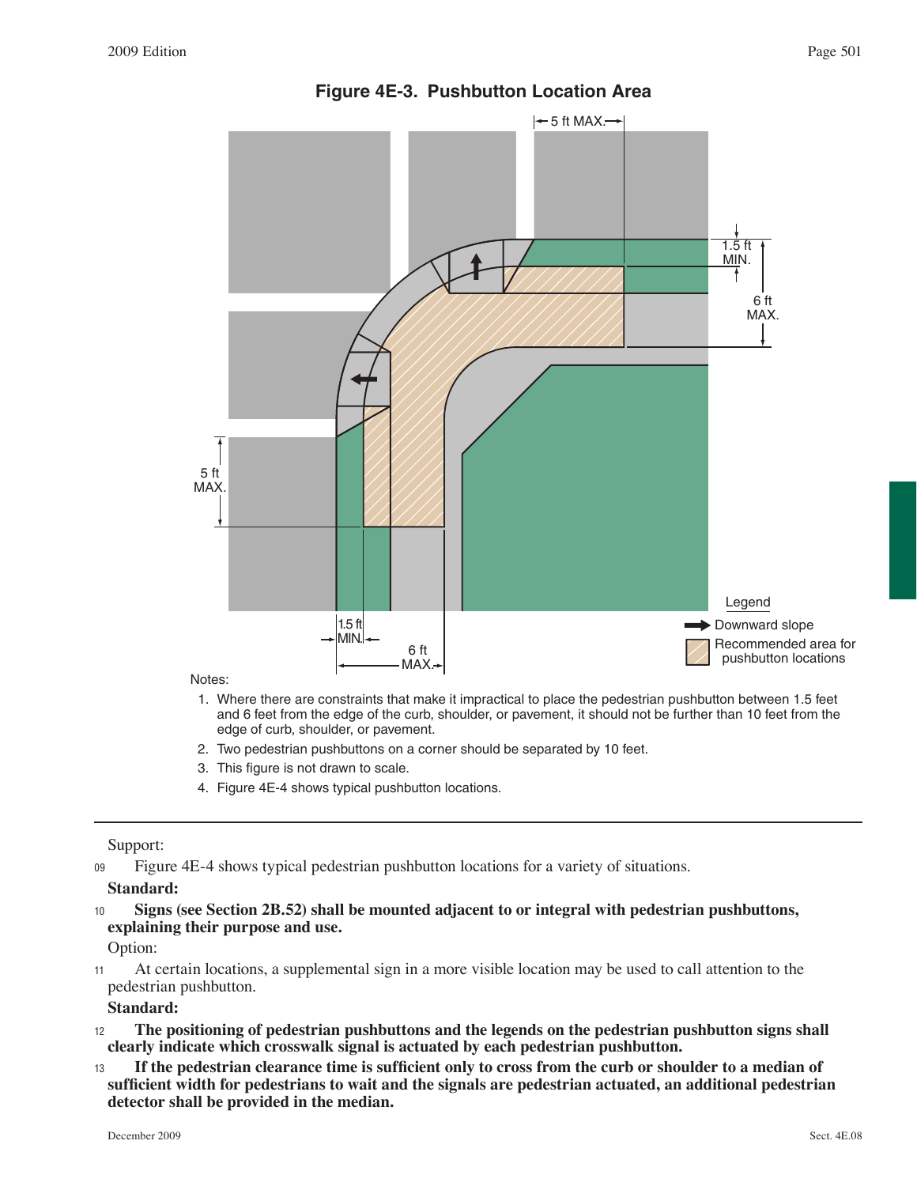**Figure 4E-3. Pushbutton Location Area**

Legend
- Downward slope
- Recommended area for pushbutton locations

Notes:

1. Where there are constraints that make it impractical to place the pedestrian pushbutton between 1.5 feet and 6 feet from the edge of the curb, shoulder, or pavement, it should not be further than 10 feet from the edge of curb, shoulder, or pavement.
2. Two pedestrian pushbuttons on a corner should be separated by 10 feet.
3. This figure is not drawn to scale.
4. Figure 4E-4 shows typical pushbutton locations.

---

Support:

09 Figure 4E-4 shows typical pedestrian pushbutton locations for a variety of situations.

**Standard:**

10 **Signs (see Section 2B.52) shall be mounted adjacent to or integral with pedestrian pushbuttons, explaining their purpose and use.**

Option:

11 At certain locations, a supplemental sign in a more visible location may be used to call attention to the pedestrian pushbutton.

**Standard:**

12 **The positioning of pedestrian pushbuttons and the legends on the pedestrian pushbutton signs shall clearly indicate which crosswalk signal is actuated by each pedestrian pushbutton.**

13 **If the pedestrian clearance time is sufficient only to cross from the curb or shoulder to a median of sufficient width for pedestrians to wait and the signals are pedestrian actuated, an additional pedestrian detector shall be provided in the median.**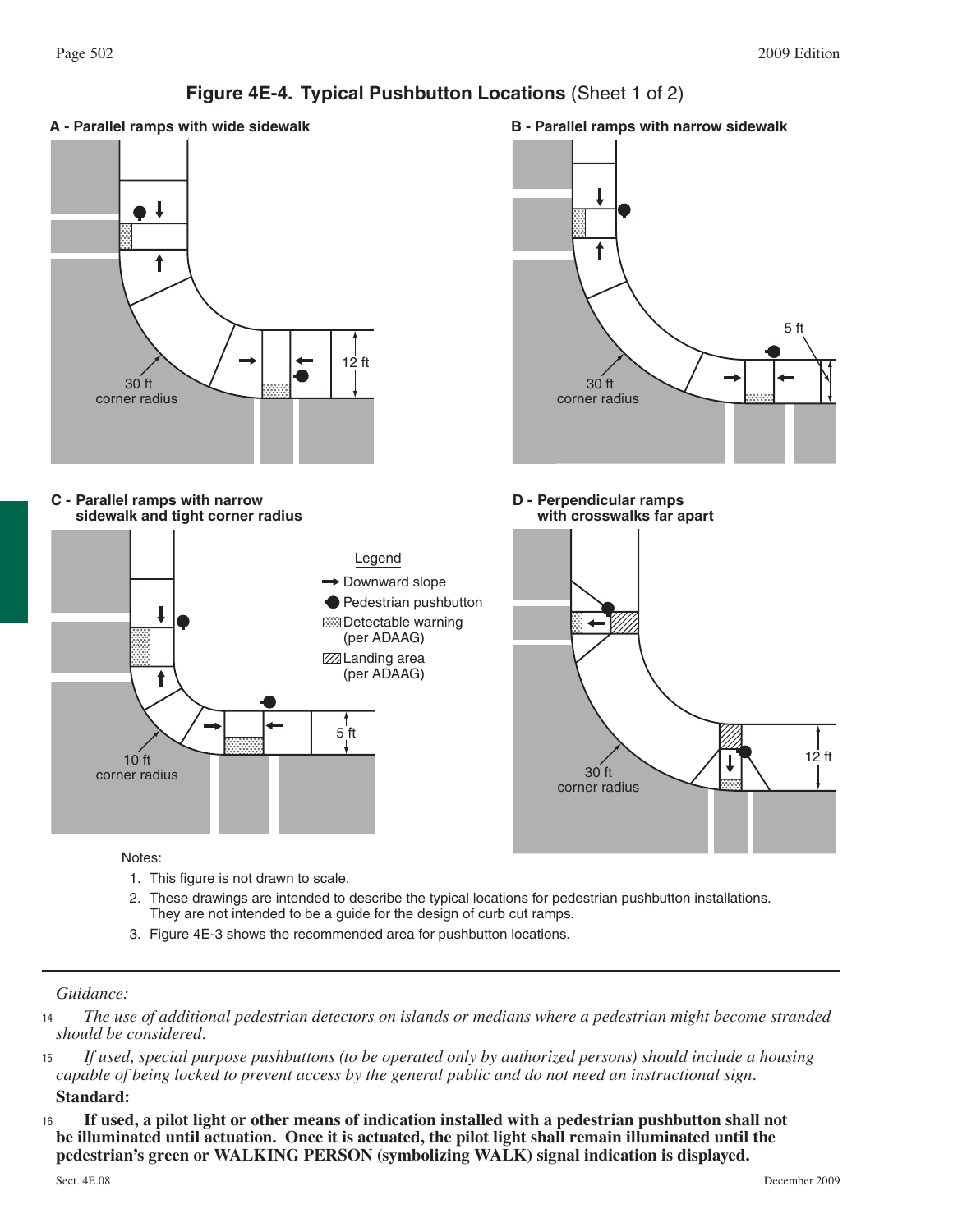## Figure 4E-4. Typical Pushbutton Locations (Sheet 1 of 2)

**A - Parallel ramps with wide sidewalk**

12 ft

30 ft corner radius

**B - Parallel ramps with narrow sidewalk**

5 ft

30 ft corner radius

**C - Parallel ramps with narrow sidewalk and tight corner radius**

5 ft

10 ft corner radius

**D - Perpendicular ramps with crosswalks far apart**

12 ft

30 ft corner radius

Legend
- Downward slope
- Pedestrian pushbutton
- Detectable warning (per ADAAG)
- Landing area (per ADAAG)

Notes:

1. This figure is not drawn to scale.
2. These drawings are intended to describe the typical locations for pedestrian pushbutton installations. They are not intended to be a guide for the design of curb cut ramps.
3. Figure 4E-3 shows the recommended area for pushbutton locations.

---

*Guidance:*

14 *The use of additional pedestrian detectors on islands or medians where a pedestrian might become stranded should be considered.*

15 *If used, special purpose pushbuttons (to be operated only by authorized persons) should include a housing capable of being locked to prevent access by the general public and do not need an instructional sign.*

**Standard:**

16 **If used, a pilot light or other means of indication installed with a pedestrian pushbutton shall not be illuminated until actuation. Once it is actuated, the pilot light shall remain illuminated until the pedestrian's green or WALKING PERSON (symbolizing WALK) signal indication is displayed.**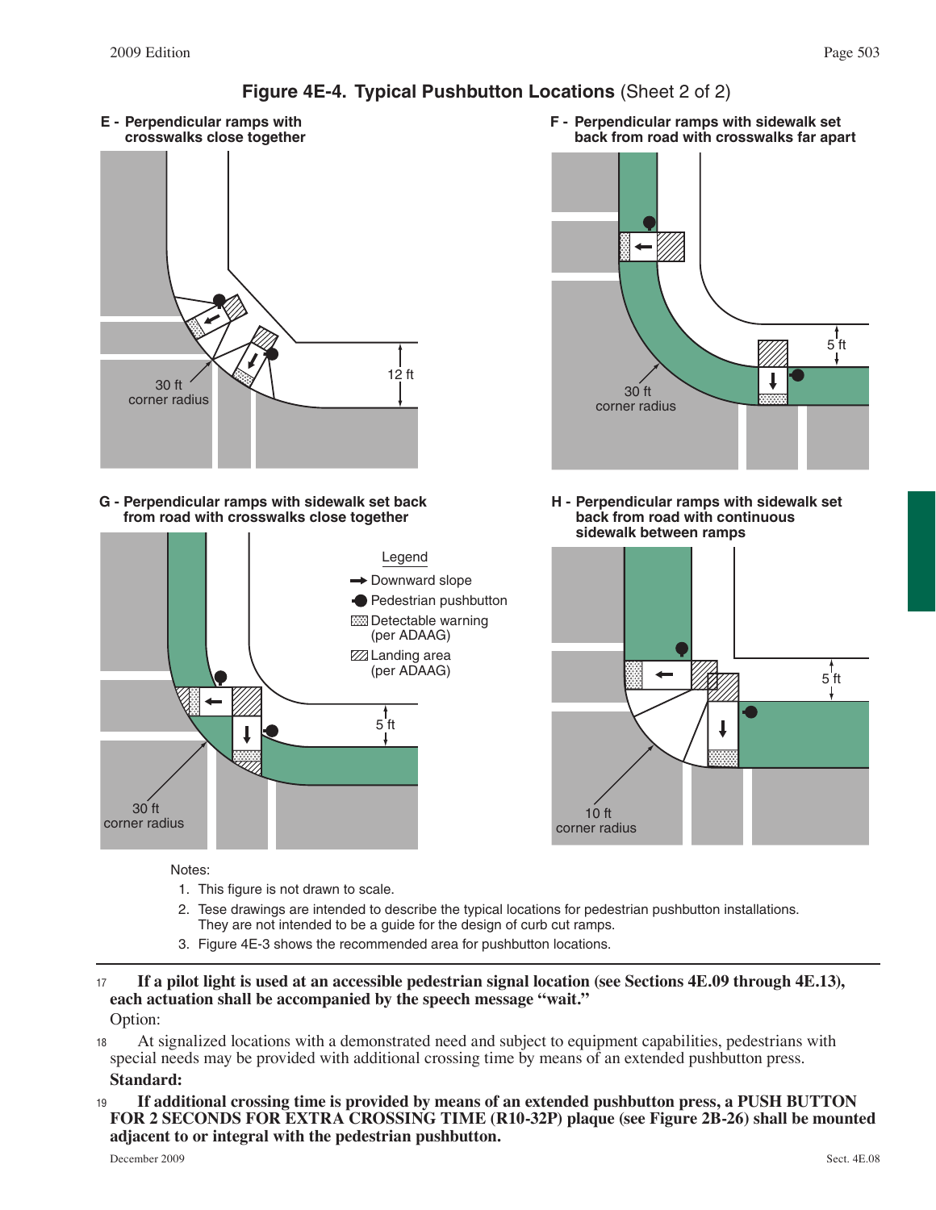## Figure 4E-4. Typical Pushbutton Locations (Sheet 2 of 2)

E - Perpendicular ramps with crosswalks close together

F - Perpendicular ramps with sidewalk set back from road with crosswalks far apart

G - Perpendicular ramps with sidewalk set back from road with crosswalks close together

H - Perpendicular ramps with sidewalk set back from road with continuous sidewalk between ramps

Legend
- Downward slope
- Pedestrian pushbutton
- Detectable warning (per ADAAG)
- Landing area (per ADAAG)

Notes:

1. This figure is not drawn to scale.
2. Tese drawings are intended to describe the typical locations for pedestrian pushbutton installations. They are not intended to be a guide for the design of curb cut ramps.
3. Figure 4E-3 shows the recommended area for pushbutton locations.

---

17 **If a pilot light is used at an accessible pedestrian signal location (see Sections 4E.09 through 4E.13), each actuation shall be accompanied by the speech message "wait."**

Option:

18 At signalized locations with a demonstrated need and subject to equipment capabilities, pedestrians with special needs may be provided with additional crossing time by means of an extended pushbutton press.

**Standard:**

19 **If additional crossing time is provided by means of an extended pushbutton press, a PUSH BUTTON FOR 2 SECONDS FOR EXTRA CROSSING TIME (R10-32P) plaque (see Figure 2B-26) shall be mounted adjacent to or integral with the pedestrian pushbutton.**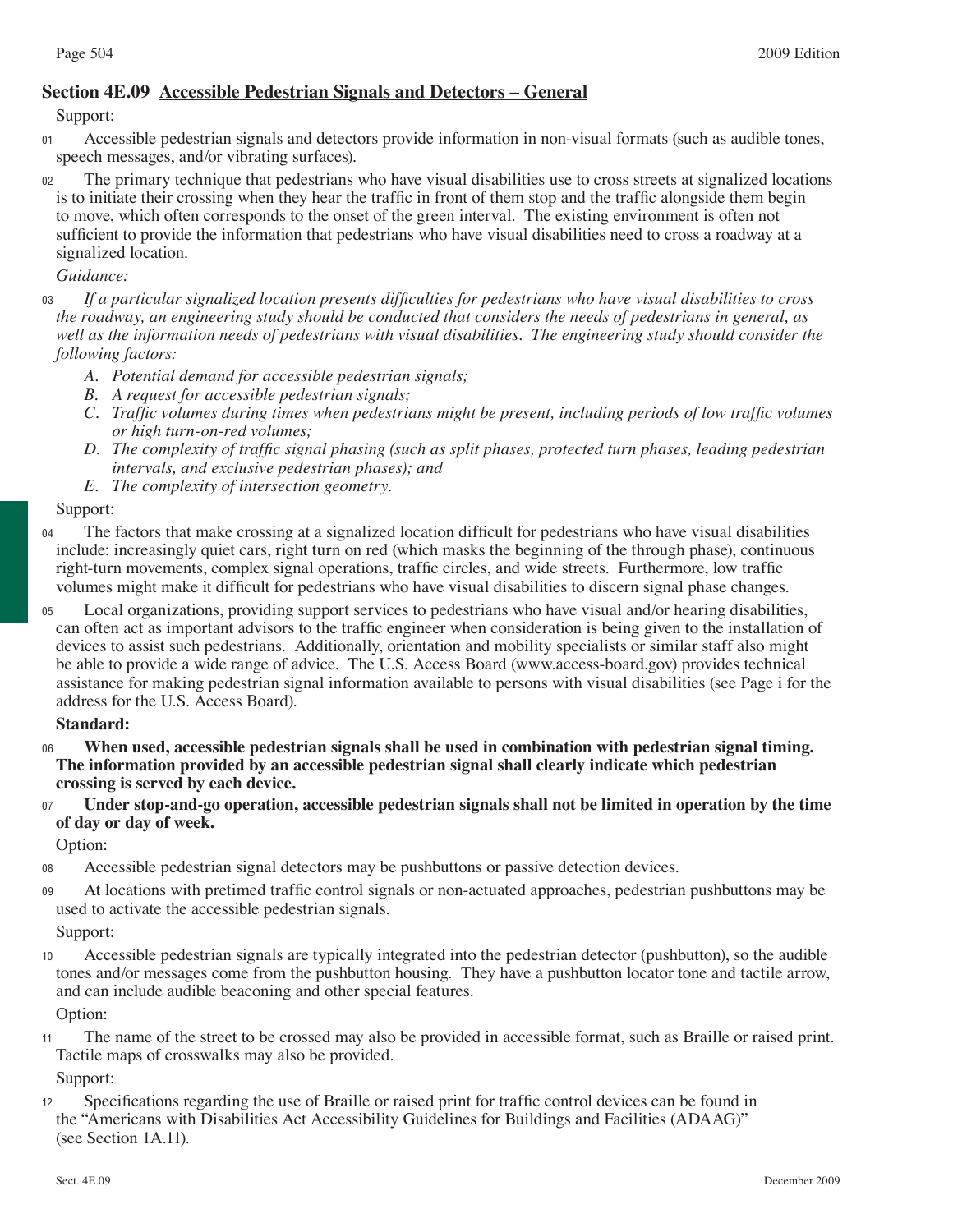## Section 4E.09 Accessible Pedestrian Signals and Detectors – General

Support:

01 Accessible pedestrian signals and detectors provide information in non-visual formats (such as audible tones, speech messages, and/or vibrating surfaces).

02 The primary technique that pedestrians who have visual disabilities use to cross streets at signalized locations is to initiate their crossing when they hear the traffic in front of them stop and the traffic alongside them begin to move, which often corresponds to the onset of the green interval. The existing environment is often not sufficient to provide the information that pedestrians who have visual disabilities need to cross a roadway at a signalized location.

*Guidance:*

03 *If a particular signalized location presents difficulties for pedestrians who have visual disabilities to cross the roadway, an engineering study should be conducted that considers the needs of pedestrians in general, as well as the information needs of pedestrians with visual disabilities. The engineering study should consider the following factors:*

- *A. Potential demand for accessible pedestrian signals;*
- *B. A request for accessible pedestrian signals;*
- *C. Traffic volumes during times when pedestrians might be present, including periods of low traffic volumes or high turn-on-red volumes;*
- *D. The complexity of traffic signal phasing (such as split phases, protected turn phases, leading pedestrian intervals, and exclusive pedestrian phases); and*
- *E. The complexity of intersection geometry.*

Support:

04 The factors that make crossing at a signalized location difficult for pedestrians who have visual disabilities include: increasingly quiet cars, right turn on red (which masks the beginning of the through phase), continuous right-turn movements, complex signal operations, traffic circles, and wide streets. Furthermore, low traffic volumes might make it difficult for pedestrians who have visual disabilities to discern signal phase changes.

05 Local organizations, providing support services to pedestrians who have visual and/or hearing disabilities, can often act as important advisors to the traffic engineer when consideration is being given to the installation of devices to assist such pedestrians. Additionally, orientation and mobility specialists or similar staff also might be able to provide a wide range of advice. The U.S. Access Board (www.access-board.gov) provides technical assistance for making pedestrian signal information available to persons with visual disabilities (see Page i for the address for the U.S. Access Board).

**Standard:**

06 **When used, accessible pedestrian signals shall be used in combination with pedestrian signal timing. The information provided by an accessible pedestrian signal shall clearly indicate which pedestrian crossing is served by each device.**

07 **Under stop-and-go operation, accessible pedestrian signals shall not be limited in operation by the time of day or day of week.**

Option:

08 Accessible pedestrian signal detectors may be pushbuttons or passive detection devices.

09 At locations with pretimed traffic control signals or non-actuated approaches, pedestrian pushbuttons may be used to activate the accessible pedestrian signals.

Support:

10 Accessible pedestrian signals are typically integrated into the pedestrian detector (pushbutton), so the audible tones and/or messages come from the pushbutton housing. They have a pushbutton locator tone and tactile arrow, and can include audible beaconing and other special features.

Option:

11 The name of the street to be crossed may also be provided in accessible format, such as Braille or raised print. Tactile maps of crosswalks may also be provided.

Support:

12 Specifications regarding the use of Braille or raised print for traffic control devices can be found in the "Americans with Disabilities Act Accessibility Guidelines for Buildings and Facilities (ADAAG)" (see Section 1A.11).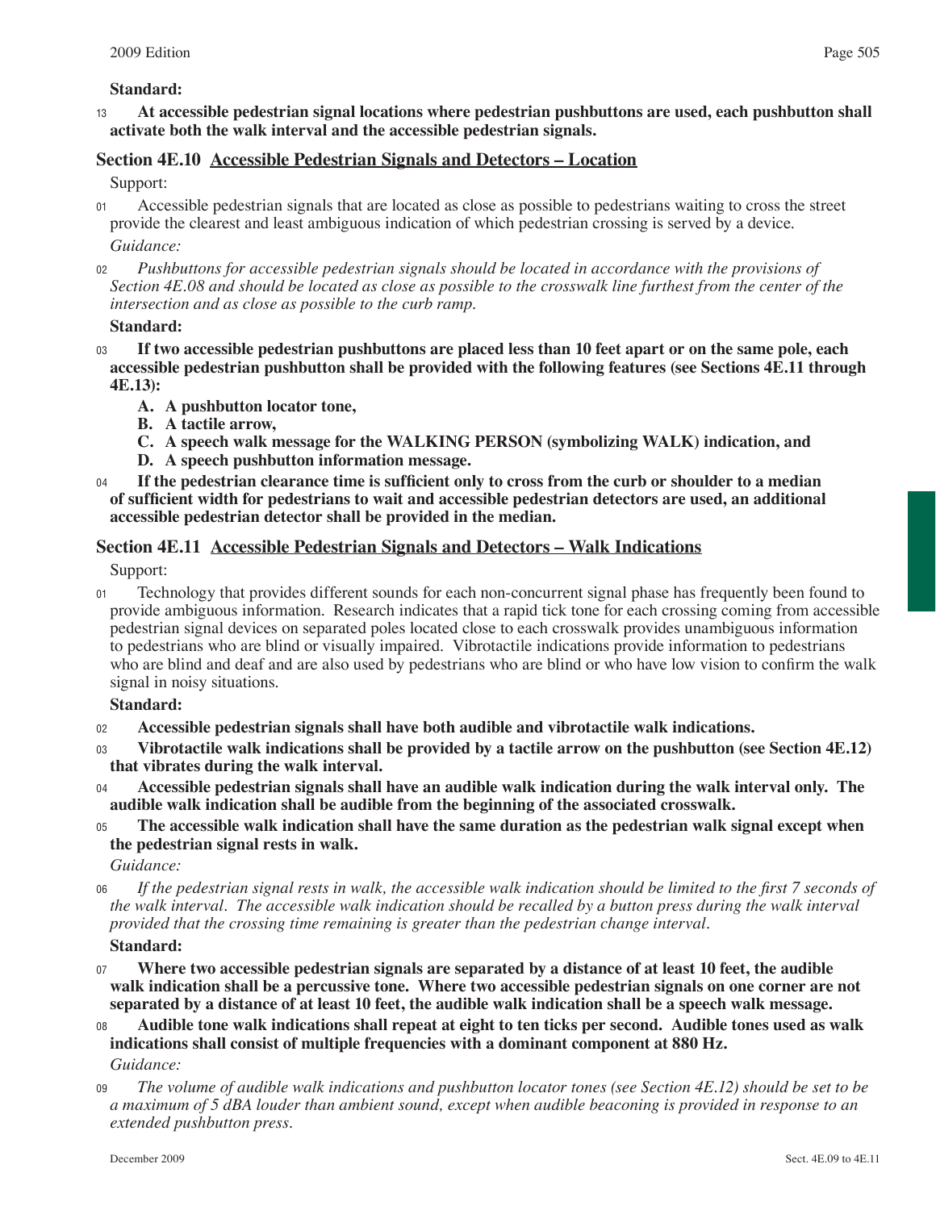**Standard:**

13 **At accessible pedestrian signal locations where pedestrian pushbuttons are used, each pushbutton shall activate both the walk interval and the accessible pedestrian signals.**

## Section 4E.10 Accessible Pedestrian Signals and Detectors – Location

Support:

01 Accessible pedestrian signals that are located as close as possible to pedestrians waiting to cross the street provide the clearest and least ambiguous indication of which pedestrian crossing is served by a device.

*Guidance:*

02 *Pushbuttons for accessible pedestrian signals should be located in accordance with the provisions of Section 4E.08 and should be located as close as possible to the crosswalk line furthest from the center of the intersection and as close as possible to the curb ramp.*

**Standard:**

03 **If two accessible pedestrian pushbuttons are placed less than 10 feet apart or on the same pole, each accessible pedestrian pushbutton shall be provided with the following features (see Sections 4E.11 through 4E.13):**

- **A. A pushbutton locator tone,**
- **B. A tactile arrow,**
- **C. A speech walk message for the WALKING PERSON (symbolizing WALK) indication, and**
- **D. A speech pushbutton information message.**

04 **If the pedestrian clearance time is sufficient only to cross from the curb or shoulder to a median of sufficient width for pedestrians to wait and accessible pedestrian detectors are used, an additional accessible pedestrian detector shall be provided in the median.**

## Section 4E.11 Accessible Pedestrian Signals and Detectors – Walk Indications

Support:

01 Technology that provides different sounds for each non-concurrent signal phase has frequently been found to provide ambiguous information. Research indicates that a rapid tick tone for each crossing coming from accessible pedestrian signal devices on separated poles located close to each crosswalk provides unambiguous information to pedestrians who are blind or visually impaired. Vibrotactile indications provide information to pedestrians who are blind and deaf and are also used by pedestrians who are blind or who have low vision to confirm the walk signal in noisy situations.

**Standard:**

02 **Accessible pedestrian signals shall have both audible and vibrotactile walk indications.**

03 **Vibrotactile walk indications shall be provided by a tactile arrow on the pushbutton (see Section 4E.12) that vibrates during the walk interval.**

04 **Accessible pedestrian signals shall have an audible walk indication during the walk interval only. The audible walk indication shall be audible from the beginning of the associated crosswalk.**

05 **The accessible walk indication shall have the same duration as the pedestrian walk signal except when the pedestrian signal rests in walk.**

*Guidance:*

06 *If the pedestrian signal rests in walk, the accessible walk indication should be limited to the first 7 seconds of the walk interval. The accessible walk indication should be recalled by a button press during the walk interval provided that the crossing time remaining is greater than the pedestrian change interval.*

**Standard:**

07 **Where two accessible pedestrian signals are separated by a distance of at least 10 feet, the audible walk indication shall be a percussive tone. Where two accessible pedestrian signals on one corner are not separated by a distance of at least 10 feet, the audible walk indication shall be a speech walk message.**

08 **Audible tone walk indications shall repeat at eight to ten ticks per second. Audible tones used as walk indications shall consist of multiple frequencies with a dominant component at 880 Hz.**

*Guidance:*

09 *The volume of audible walk indications and pushbutton locator tones (see Section 4E.12) should be set to be a maximum of 5 dBA louder than ambient sound, except when audible beaconing is provided in response to an extended pushbutton press.*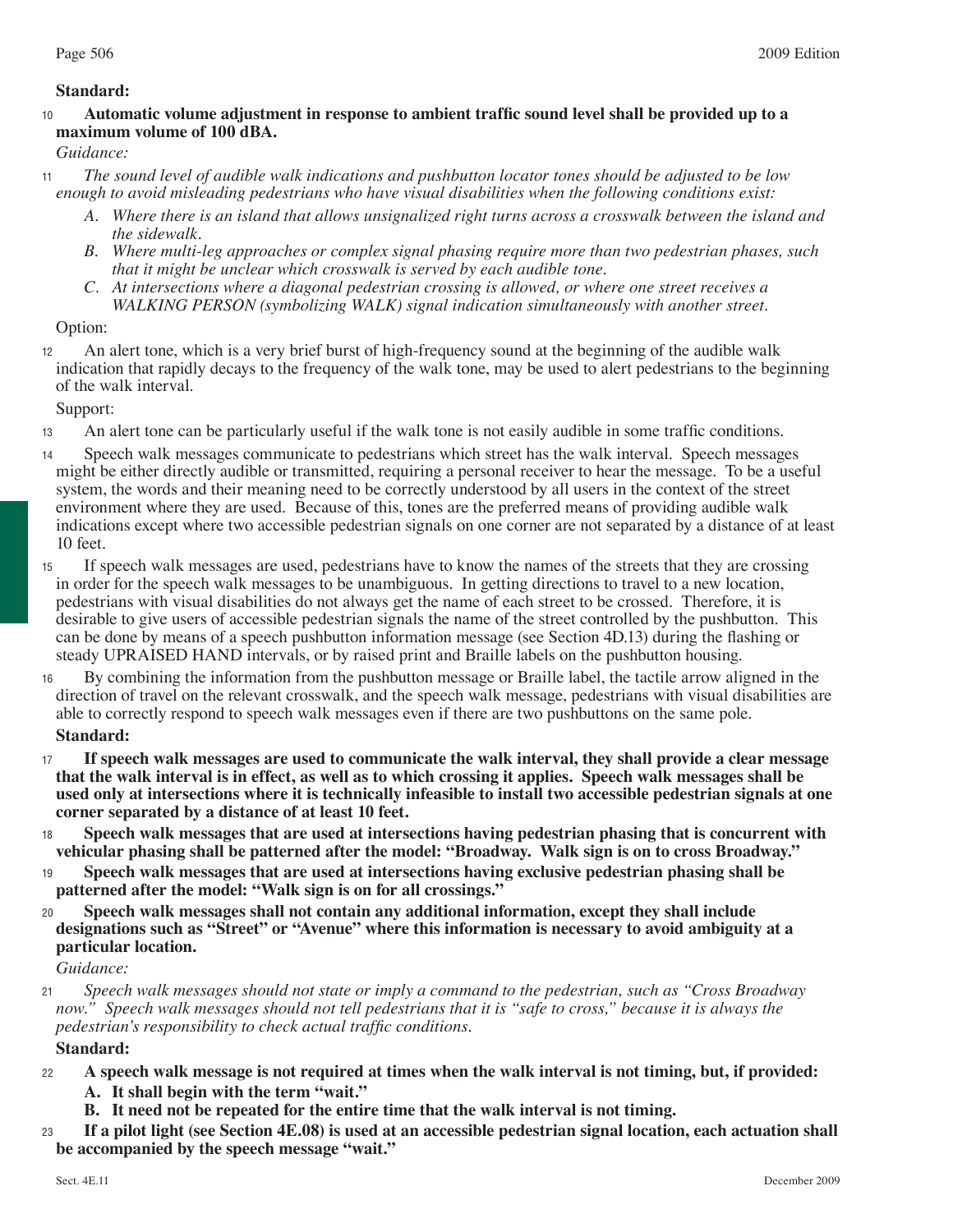**Standard:**

10 **Automatic volume adjustment in response to ambient traffic sound level shall be provided up to a maximum volume of 100 dBA.**

*Guidance:*

11 *The sound level of audible walk indications and pushbutton locator tones should be adjusted to be low enough to avoid misleading pedestrians who have visual disabilities when the following conditions exist:*

- *A. Where there is an island that allows unsignalized right turns across a crosswalk between the island and the sidewalk.*
- *B. Where multi-leg approaches or complex signal phasing require more than two pedestrian phases, such that it might be unclear which crosswalk is served by each audible tone.*
- *C. At intersections where a diagonal pedestrian crossing is allowed, or where one street receives a WALKING PERSON (symbolizing WALK) signal indication simultaneously with another street.*

Option:

12 An alert tone, which is a very brief burst of high-frequency sound at the beginning of the audible walk indication that rapidly decays to the frequency of the walk tone, may be used to alert pedestrians to the beginning of the walk interval.

Support:

13 An alert tone can be particularly useful if the walk tone is not easily audible in some traffic conditions.

14 Speech walk messages communicate to pedestrians which street has the walk interval. Speech messages might be either directly audible or transmitted, requiring a personal receiver to hear the message. To be a useful system, the words and their meaning need to be correctly understood by all users in the context of the street environment where they are used. Because of this, tones are the preferred means of providing audible walk indications except where two accessible pedestrian signals on one corner are not separated by a distance of at least 10 feet.

15 If speech walk messages are used, pedestrians have to know the names of the streets that they are crossing in order for the speech walk messages to be unambiguous. In getting directions to travel to a new location, pedestrians with visual disabilities do not always get the name of each street to be crossed. Therefore, it is desirable to give users of accessible pedestrian signals the name of the street controlled by the pushbutton. This can be done by means of a speech pushbutton information message (see Section 4D.13) during the flashing or steady UPRAISED HAND intervals, or by raised print and Braille labels on the pushbutton housing.

16 By combining the information from the pushbutton message or Braille label, the tactile arrow aligned in the direction of travel on the relevant crosswalk, and the speech walk message, pedestrians with visual disabilities are able to correctly respond to speech walk messages even if there are two pushbuttons on the same pole.

**Standard:**

17 **If speech walk messages are used to communicate the walk interval, they shall provide a clear message that the walk interval is in effect, as well as to which crossing it applies. Speech walk messages shall be used only at intersections where it is technically infeasible to install two accessible pedestrian signals at one corner separated by a distance of at least 10 feet.**

18 **Speech walk messages that are used at intersections having pedestrian phasing that is concurrent with vehicular phasing shall be patterned after the model: "Broadway. Walk sign is on to cross Broadway."**

19 **Speech walk messages that are used at intersections having exclusive pedestrian phasing shall be patterned after the model: "Walk sign is on for all crossings."**

20 **Speech walk messages shall not contain any additional information, except they shall include designations such as "Street" or "Avenue" where this information is necessary to avoid ambiguity at a particular location.**

*Guidance:*

21 *Speech walk messages should not state or imply a command to the pedestrian, such as "Cross Broadway now." Speech walk messages should not tell pedestrians that it is "safe to cross," because it is always the pedestrian's responsibility to check actual traffic conditions.*

**Standard:**

22 **A speech walk message is not required at times when the walk interval is not timing, but, if provided:**

- **A. It shall begin with the term "wait."**
- **B. It need not be repeated for the entire time that the walk interval is not timing.**

23 **If a pilot light (see Section 4E.08) is used at an accessible pedestrian signal location, each actuation shall be accompanied by the speech message "wait."**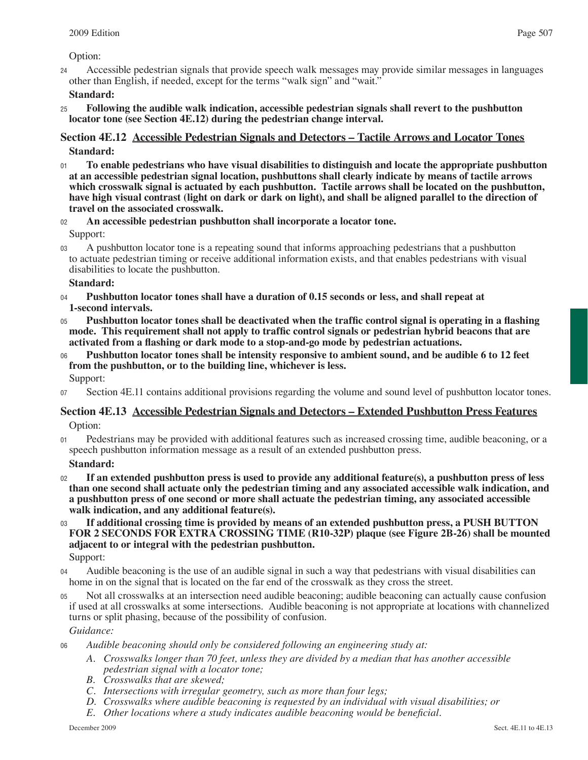Option:

24 Accessible pedestrian signals that provide speech walk messages may provide similar messages in languages other than English, if needed, except for the terms "walk sign" and "wait."

**Standard:**

25 **Following the audible walk indication, accessible pedestrian signals shall revert to the pushbutton locator tone (see Section 4E.12) during the pedestrian change interval.**

## Section 4E.12 Accessible Pedestrian Signals and Detectors – Tactile Arrows and Locator Tones

**Standard:**

01 **To enable pedestrians who have visual disabilities to distinguish and locate the appropriate pushbutton at an accessible pedestrian signal location, pushbuttons shall clearly indicate by means of tactile arrows which crosswalk signal is actuated by each pushbutton. Tactile arrows shall be located on the pushbutton, have high visual contrast (light on dark or dark on light), and shall be aligned parallel to the direction of travel on the associated crosswalk.**

02 **An accessible pedestrian pushbutton shall incorporate a locator tone.**

Support:

03 A pushbutton locator tone is a repeating sound that informs approaching pedestrians that a pushbutton to actuate pedestrian timing or receive additional information exists, and that enables pedestrians with visual disabilities to locate the pushbutton.

**Standard:**

04 **Pushbutton locator tones shall have a duration of 0.15 seconds or less, and shall repeat at 1-second intervals.**

05 **Pushbutton locator tones shall be deactivated when the traffic control signal is operating in a flashing mode. This requirement shall not apply to traffic control signals or pedestrian hybrid beacons that are activated from a flashing or dark mode to a stop-and-go mode by pedestrian actuations.**

06 **Pushbutton locator tones shall be intensity responsive to ambient sound, and be audible 6 to 12 feet from the pushbutton, or to the building line, whichever is less.**

Support:

07 Section 4E.11 contains additional provisions regarding the volume and sound level of pushbutton locator tones.

## Section 4E.13 Accessible Pedestrian Signals and Detectors – Extended Pushbutton Press Features

Option:

01 Pedestrians may be provided with additional features such as increased crossing time, audible beaconing, or a speech pushbutton information message as a result of an extended pushbutton press.

**Standard:**

02 **If an extended pushbutton press is used to provide any additional feature(s), a pushbutton press of less than one second shall actuate only the pedestrian timing and any associated accessible walk indication, and a pushbutton press of one second or more shall actuate the pedestrian timing, any associated accessible walk indication, and any additional feature(s).**

03 **If additional crossing time is provided by means of an extended pushbutton press, a PUSH BUTTON FOR 2 SECONDS FOR EXTRA CROSSING TIME (R10-32P) plaque (see Figure 2B-26) shall be mounted adjacent to or integral with the pedestrian pushbutton.**

Support:

04 Audible beaconing is the use of an audible signal in such a way that pedestrians with visual disabilities can home in on the signal that is located on the far end of the crosswalk as they cross the street.

05 Not all crosswalks at an intersection need audible beaconing; audible beaconing can actually cause confusion if used at all crosswalks at some intersections. Audible beaconing is not appropriate at locations with channelized turns or split phasing, because of the possibility of confusion.

*Guidance:*

06 *Audible beaconing should only be considered following an engineering study at:*

*A. Crosswalks longer than 70 feet, unless they are divided by a median that has another accessible pedestrian signal with a locator tone;*
*B. Crosswalks that are skewed;*
*C. Intersections with irregular geometry, such as more than four legs;*
*D. Crosswalks where audible beaconing is requested by an individual with visual disabilities; or*
*E. Other locations where a study indicates audible beaconing would be beneficial.*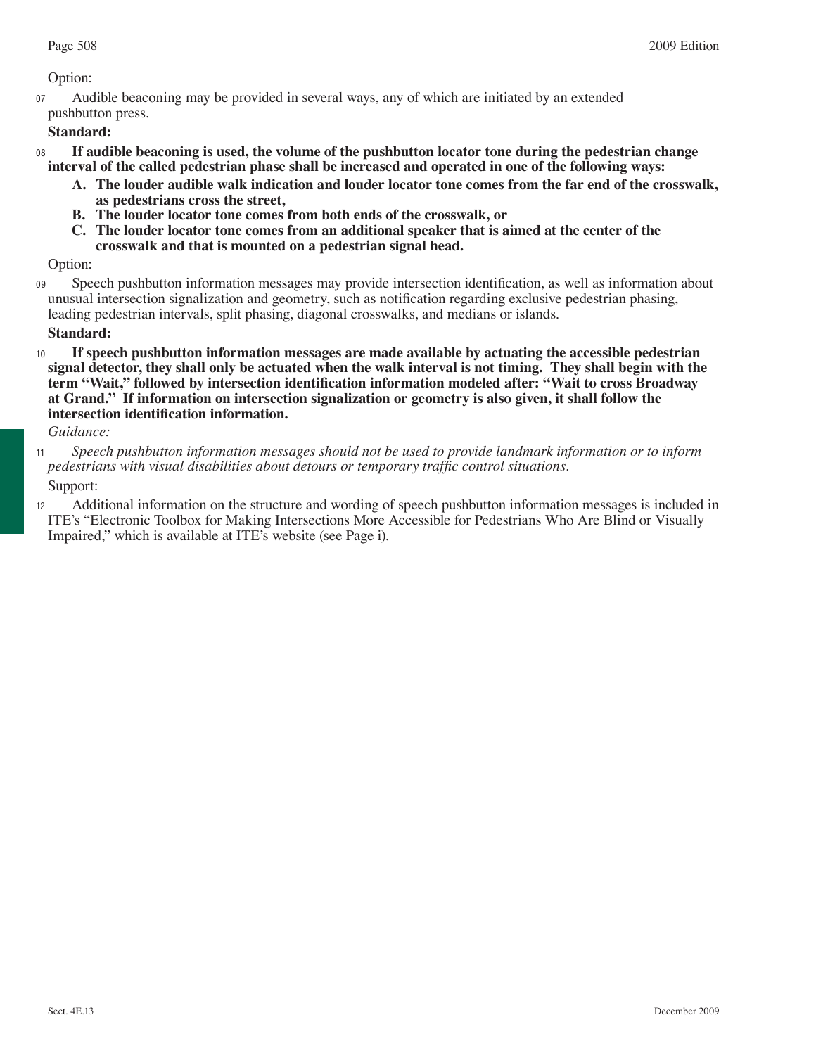Option:

07 Audible beaconing may be provided in several ways, any of which are initiated by an extended pushbutton press.

**Standard:**

08 **If audible beaconing is used, the volume of the pushbutton locator tone during the pedestrian change interval of the called pedestrian phase shall be increased and operated in one of the following ways:**

**A. The louder audible walk indication and louder locator tone comes from the far end of the crosswalk, as pedestrians cross the street,**

**B. The louder locator tone comes from both ends of the crosswalk, or**

**C. The louder locator tone comes from an additional speaker that is aimed at the center of the crosswalk and that is mounted on a pedestrian signal head.**

Option:

09 Speech pushbutton information messages may provide intersection identification, as well as information about unusual intersection signalization and geometry, such as notification regarding exclusive pedestrian phasing, leading pedestrian intervals, split phasing, diagonal crosswalks, and medians or islands.

**Standard:**

10 **If speech pushbutton information messages are made available by actuating the accessible pedestrian signal detector, they shall only be actuated when the walk interval is not timing. They shall begin with the term "Wait," followed by intersection identification information modeled after: "Wait to cross Broadway at Grand." If information on intersection signalization or geometry is also given, it shall follow the intersection identification information.**

*Guidance:*

11 *Speech pushbutton information messages should not be used to provide landmark information or to inform pedestrians with visual disabilities about detours or temporary traffic control situations.*

Support:

12 Additional information on the structure and wording of speech pushbutton information messages is included in ITE's "Electronic Toolbox for Making Intersections More Accessible for Pedestrians Who Are Blind or Visually Impaired," which is available at ITE's website (see Page i).